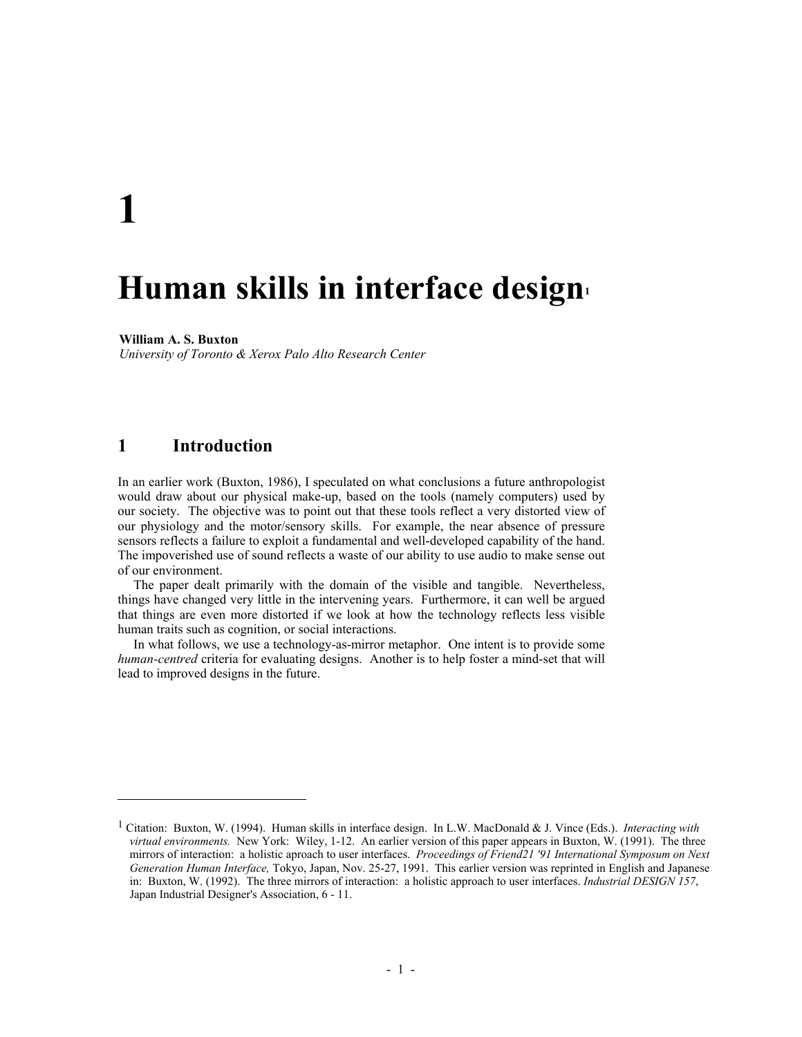# 1

# Human skills in interface design[1]

**William A. S. Buxton**
*University of Toronto & Xerox Palo Alto Research Center*

## 1 Introduction

In an earlier work (Buxton, 1986), I speculated on what conclusions a future anthropologist would draw about our physical make-up, based on the tools (namely computers) used by our society. The objective was to point out that these tools reflect a very distorted view of our physiology and the motor/sensory skills. For example, the near absence of pressure sensors reflects a failure to exploit a fundamental and well-developed capability of the hand. The impoverished use of sound reflects a waste of our ability to use audio to make sense out of our environment.

The paper dealt primarily with the domain of the visible and tangible. Nevertheless, things have changed very little in the intervening years. Furthermore, it can well be argued that things are even more distorted if we look at how the technology reflects less visible human traits such as cognition, or social interactions.

In what follows, we use a technology-as-mirror metaphor. One intent is to provide some *human-centred* criteria for evaluating designs. Another is to help foster a mind-set that will lead to improved designs in the future.

---

[1] Citation: Buxton, W. (1994). Human skills in interface design. In L.W. MacDonald & J. Vince (Eds.). *Interacting with virtual environments.* New York: Wiley, 1-12. An earlier version of this paper appears in Buxton, W. (1991). The three mirrors of interaction: a holistic aproach to user interfaces. *Proceedings of Friend21 '91 International Symposum on Next Generation Human Interface,* Tokyo, Japan, Nov. 25-27, 1991. This earlier version was reprinted in English and Japanese in: Buxton, W. (1992). The three mirrors of interaction: a holistic approach to user interfaces. *Industrial DESIGN 157*, Japan Industrial Designer's Association, 6 - 11.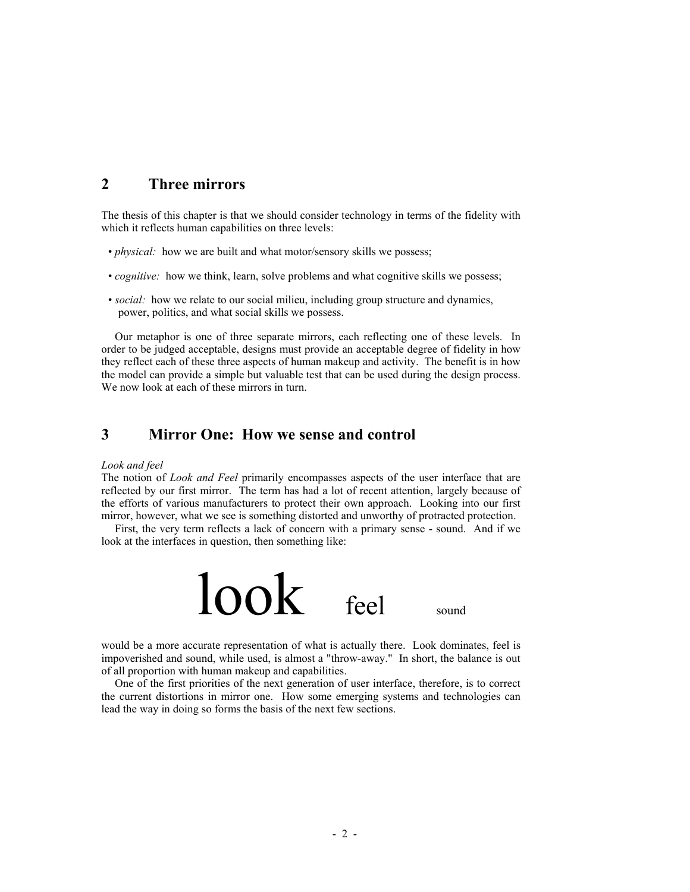## 2 Three mirrors

The thesis of this chapter is that we should consider technology in terms of the fidelity with which it reflects human capabilities on three levels:

- *physical:* how we are built and what motor/sensory skills we possess;
- *cognitive:* how we think, learn, solve problems and what cognitive skills we possess;
- *social:* how we relate to our social milieu, including group structure and dynamics, power, politics, and what social skills we possess.

Our metaphor is one of three separate mirrors, each reflecting one of these levels. In order to be judged acceptable, designs must provide an acceptable degree of fidelity in how they reflect each of these three aspects of human makeup and activity. The benefit is in how the model can provide a simple but valuable test that can be used during the design process. We now look at each of these mirrors in turn.

## 3 Mirror One: How we sense and control

*Look and feel*

The notion of *Look and Feel* primarily encompasses aspects of the user interface that are reflected by our first mirror. The term has had a lot of recent attention, largely because of the efforts of various manufacturers to protect their own approach. Looking into our first mirror, however, what we see is something distorted and unworthy of protracted protection.

First, the very term reflects a lack of concern with a primary sense - sound. And if we look at the interfaces in question, then something like:

# look feel <small>sound</small>

would be a more accurate representation of what is actually there. Look dominates, feel is impoverished and sound, while used, is almost a "throw-away." In short, the balance is out of all proportion with human makeup and capabilities.

One of the first priorities of the next generation of user interface, therefore, is to correct the current distortions in mirror one. How some emerging systems and technologies can lead the way in doing so forms the basis of the next few sections.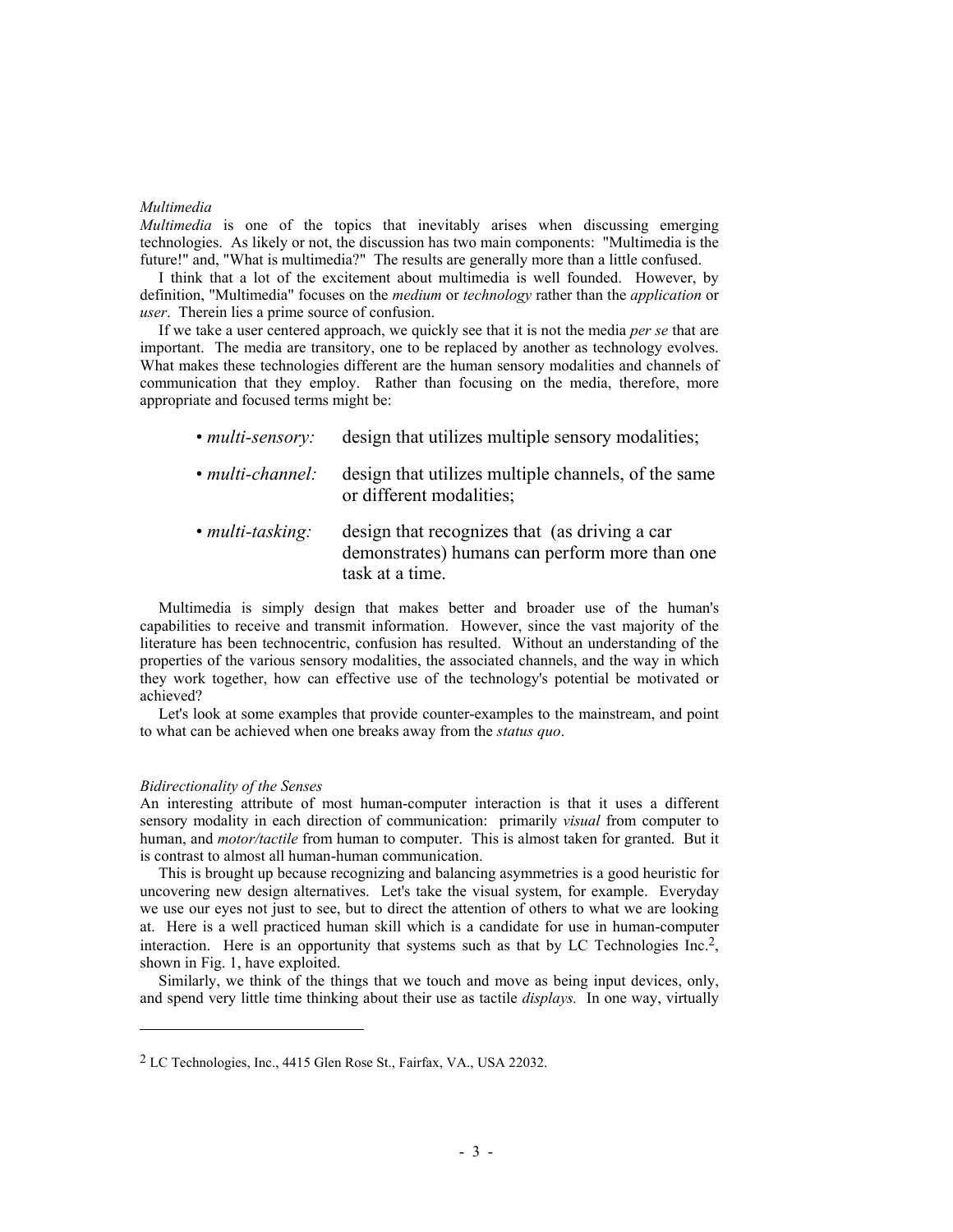### *Multimedia*

*Multimedia* is one of the topics that inevitably arises when discussing emerging technologies. As likely or not, the discussion has two main components: "Multimedia is the future!" and, "What is multimedia?" The results are generally more than a little confused.

I think that a lot of the excitement about multimedia is well founded. However, by definition, "Multimedia" focuses on the *medium* or *technology* rather than the *application* or *user*. Therein lies a prime source of confusion.

If we take a user centered approach, we quickly see that it is not the media *per se* that are important. The media are transitory, one to be replaced by another as technology evolves. What makes these technologies different are the human sensory modalities and channels of communication that they employ. Rather than focusing on the media, therefore, more appropriate and focused terms might be:

- *multi-sensory:* design that utilizes multiple sensory modalities;
- *multi-channel:* design that utilizes multiple channels, of the same or different modalities;
- *multi-tasking:* design that recognizes that (as driving a car demonstrates) humans can perform more than one task at a time.

Multimedia is simply design that makes better and broader use of the human's capabilities to receive and transmit information. However, since the vast majority of the literature has been technocentric, confusion has resulted. Without an understanding of the properties of the various sensory modalities, the associated channels, and the way in which they work together, how can effective use of the technology's potential be motivated or achieved?

Let's look at some examples that provide counter-examples to the mainstream, and point to what can be achieved when one breaks away from the *status quo*.

### *Bidirectionality of the Senses*

An interesting attribute of most human-computer interaction is that it uses a different sensory modality in each direction of communication: primarily *visual* from computer to human, and *motor/tactile* from human to computer. This is almost taken for granted. But it is contrast to almost all human-human communication.

This is brought up because recognizing and balancing asymmetries is a good heuristic for uncovering new design alternatives. Let's take the visual system, for example. Everyday we use our eyes not just to see, but to direct the attention of others to what we are looking at. Here is a well practiced human skill which is a candidate for use in human-computer interaction. Here is an opportunity that systems such as that by LC Technologies Inc.[2], shown in Fig. 1, have exploited.

Similarly, we think of the things that we touch and move as being input devices, only, and spend very little time thinking about their use as tactile *displays*. In one way, virtually

---

[2] LC Technologies, Inc., 4415 Glen Rose St., Fairfax, VA., USA 22032.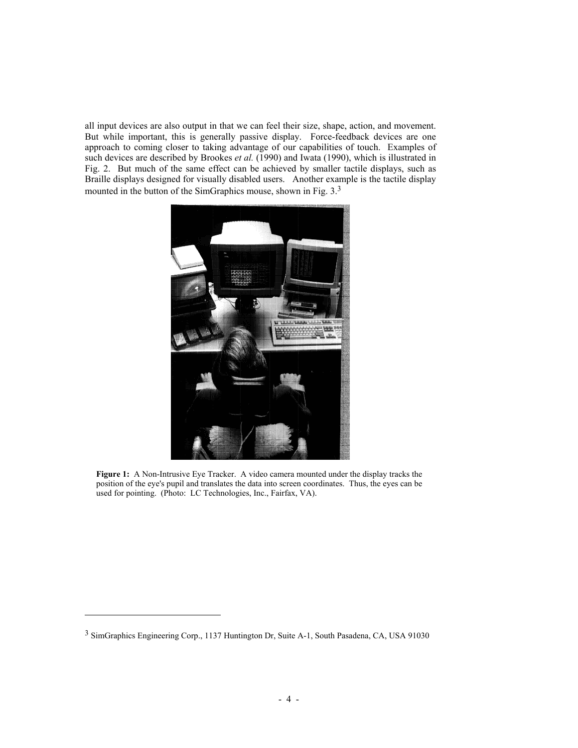all input devices are also output in that we can feel their size, shape, action, and movement. But while important, this is generally passive display. Force-feedback devices are one approach to coming closer to taking advantage of our capabilities of touch. Examples of such devices are described by Brookes *et al.* (1990) and Iwata (1990), which is illustrated in Fig. 2. But much of the same effect can be achieved by smaller tactile displays, such as Braille displays designed for visually disabled users. Another example is the tactile display mounted in the button of the SimGraphics mouse, shown in Fig. 3.[3]

**Figure 1:** A Non-Intrusive Eye Tracker. A video camera mounted under the display tracks the position of the eye's pupil and translates the data into screen coordinates. Thus, the eyes can be used for pointing. (Photo: LC Technologies, Inc., Fairfax, VA).

[3] SimGraphics Engineering Corp., 1137 Huntington Dr, Suite A-1, South Pasadena, CA, USA 91030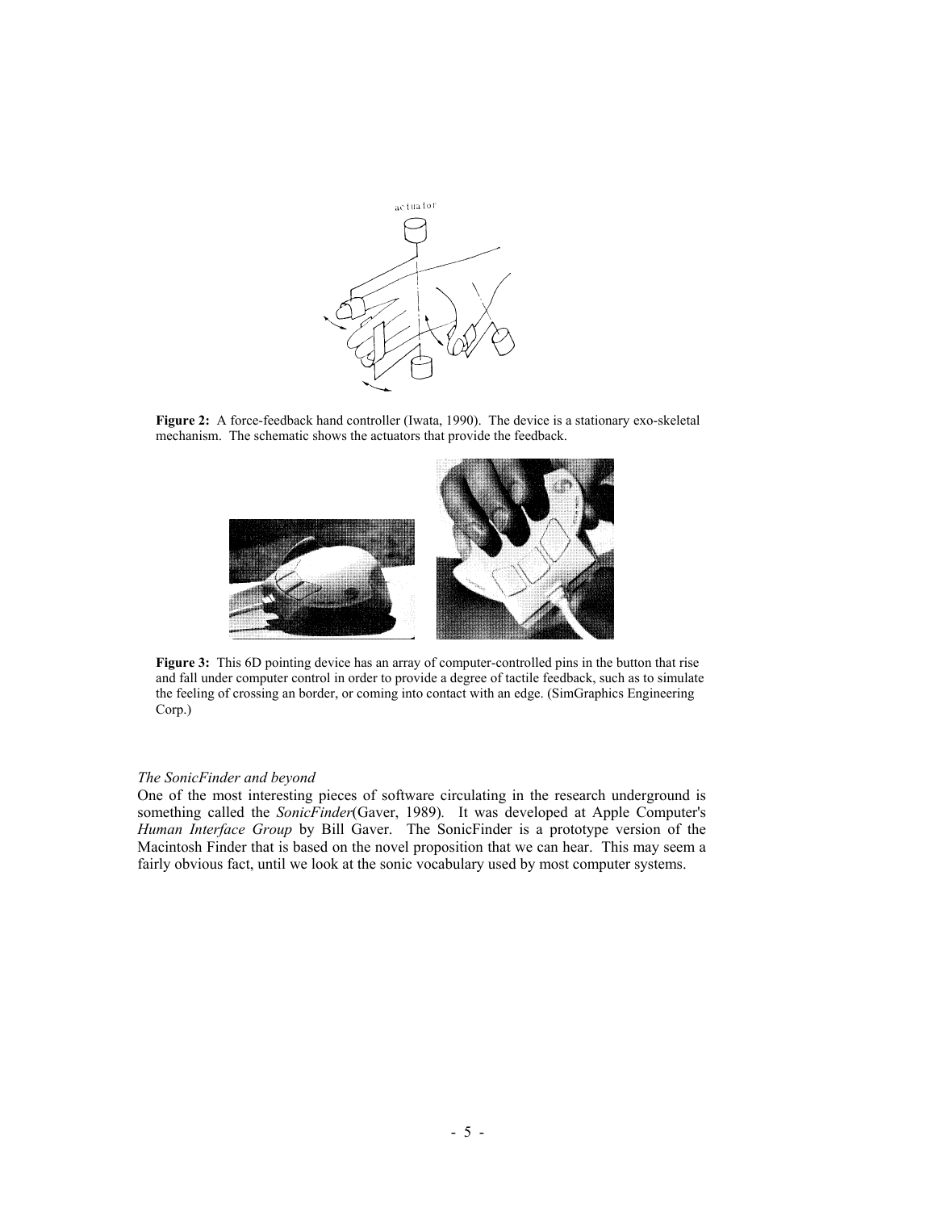**Figure 2:** A force-feedback hand controller (Iwata, 1990). The device is a stationary exo-skeletal mechanism. The schematic shows the actuators that provide the feedback.

**Figure 3:** This 6D pointing device has an array of computer-controlled pins in the button that rise and fall under computer control in order to provide a degree of tactile feedback, such as to simulate the feeling of crossing an border, or coming into contact with an edge. (SimGraphics Engineering Corp.)

*The SonicFinder and beyond*

One of the most interesting pieces of software circulating in the research underground is something called the *SonicFinder*(Gaver, 1989). It was developed at Apple Computer's *Human Interface Group* by Bill Gaver. The SonicFinder is a prototype version of the Macintosh Finder that is based on the novel proposition that we can hear. This may seem a fairly obvious fact, until we look at the sonic vocabulary used by most computer systems.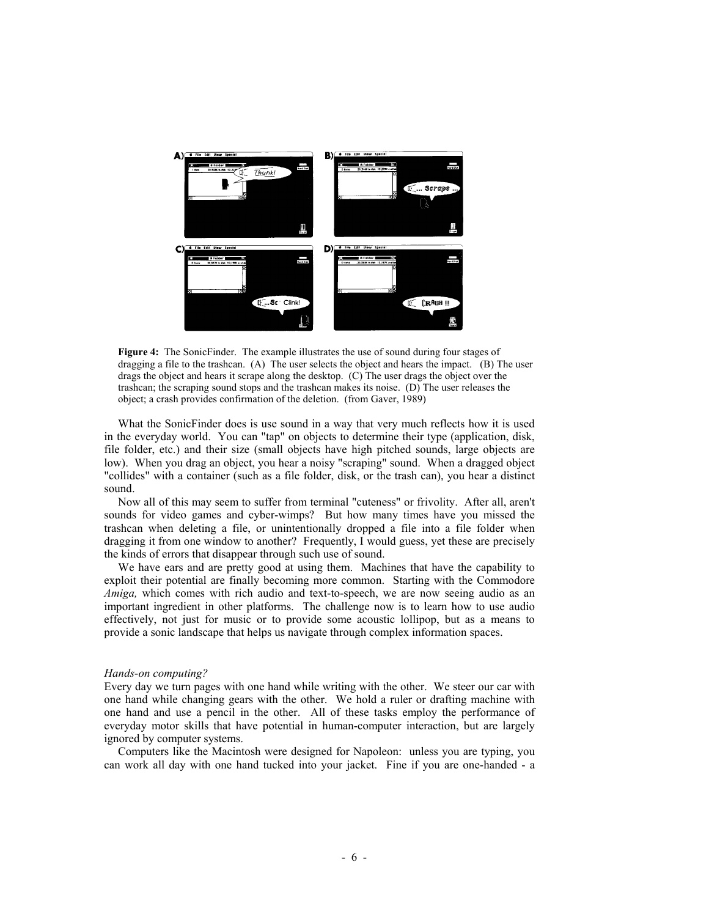**Figure 4:** The SonicFinder. The example illustrates the use of sound during four stages of dragging a file to the trashcan. (A) The user selects the object and hears the impact. (B) The user drags the object and hears it scrape along the desktop. (C) The user drags the object over the trashcan; the scraping sound stops and the trashcan makes its noise. (D) The user releases the object; a crash provides confirmation of the deletion. (from Gaver, 1989)

What the SonicFinder does is use sound in a way that very much reflects how it is used in the everyday world. You can "tap" on objects to determine their type (application, disk, file folder, etc.) and their size (small objects have high pitched sounds, large objects are low). When you drag an object, you hear a noisy "scraping" sound. When a dragged object "collides" with a container (such as a file folder, disk, or the trash can), you hear a distinct sound.

Now all of this may seem to suffer from terminal "cuteness" or frivolity. After all, aren't sounds for video games and cyber-wimps? But how many times have you missed the trashcan when deleting a file, or unintentionally dropped a file into a file folder when dragging it from one window to another? Frequently, I would guess, yet these are precisely the kinds of errors that disappear through such use of sound.

We have ears and are pretty good at using them. Machines that have the capability to exploit their potential are finally becoming more common. Starting with the Commodore *Amiga,* which comes with rich audio and text-to-speech, we are now seeing audio as an important ingredient in other platforms. The challenge now is to learn how to use audio effectively, not just for music or to provide some acoustic lollipop, but as a means to provide a sonic landscape that helps us navigate through complex information spaces.

*Hands-on computing?*

Every day we turn pages with one hand while writing with the other. We steer our car with one hand while changing gears with the other. We hold a ruler or drafting machine with one hand and use a pencil in the other. All of these tasks employ the performance of everyday motor skills that have potential in human-computer interaction, but are largely ignored by computer systems.

Computers like the Macintosh were designed for Napoleon: unless you are typing, you can work all day with one hand tucked into your jacket. Fine if you are one-handed - a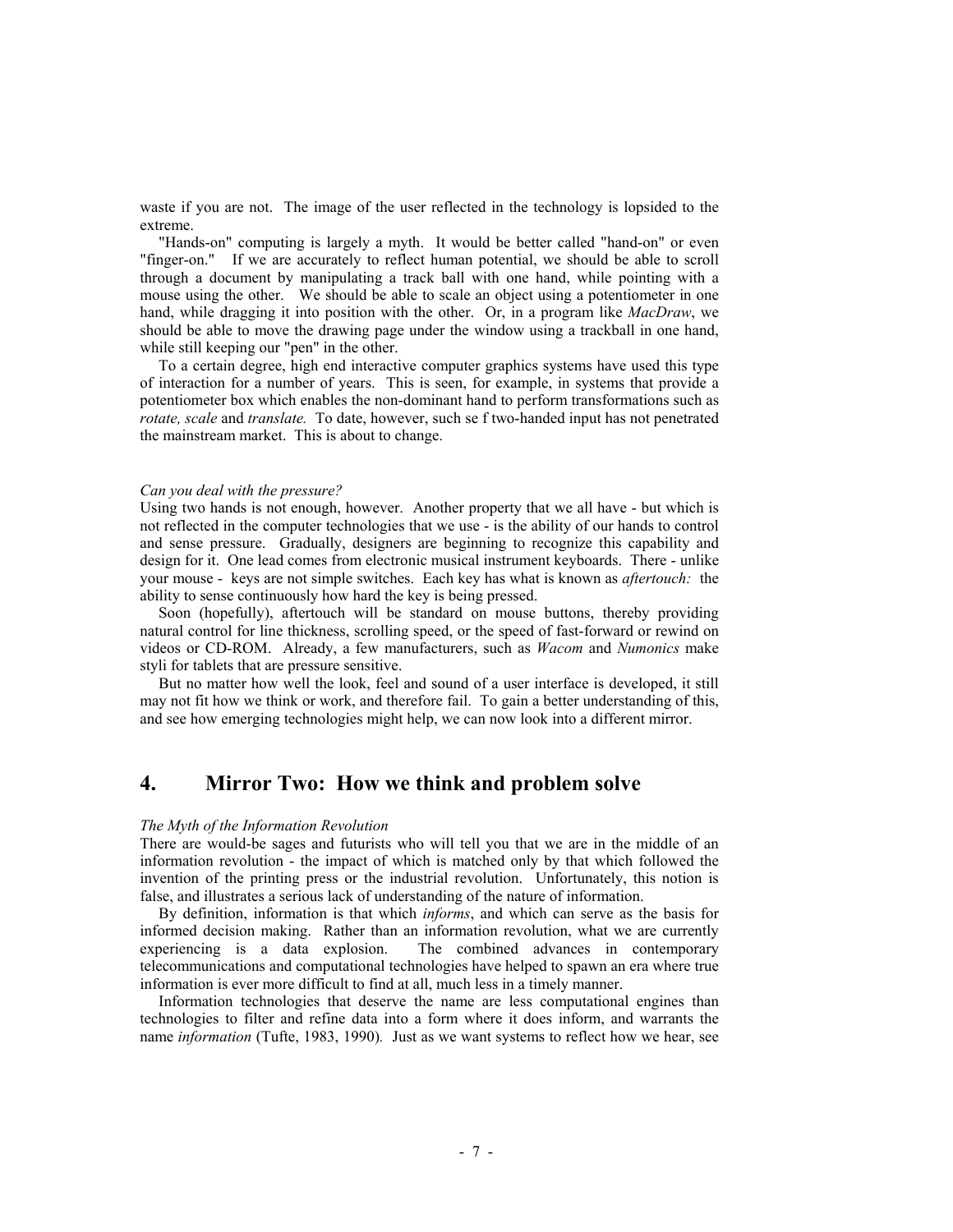waste if you are not. The image of the user reflected in the technology is lopsided to the extreme.

"Hands-on" computing is largely a myth. It would be better called "hand-on" or even "finger-on." If we are accurately to reflect human potential, we should be able to scroll through a document by manipulating a track ball with one hand, while pointing with a mouse using the other. We should be able to scale an object using a potentiometer in one hand, while dragging it into position with the other. Or, in a program like *MacDraw*, we should be able to move the drawing page under the window using a trackball in one hand, while still keeping our "pen" in the other.

To a certain degree, high end interactive computer graphics systems have used this type of interaction for a number of years. This is seen, for example, in systems that provide a potentiometer box which enables the non-dominant hand to perform transformations such as *rotate, scale* and *translate.* To date, however, such se f two-handed input has not penetrated the mainstream market. This is about to change.

*Can you deal with the pressure?*

Using two hands is not enough, however. Another property that we all have - but which is not reflected in the computer technologies that we use - is the ability of our hands to control and sense pressure. Gradually, designers are beginning to recognize this capability and design for it. One lead comes from electronic musical instrument keyboards. There - unlike your mouse - keys are not simple switches. Each key has what is known as *aftertouch:* the ability to sense continuously how hard the key is being pressed.

Soon (hopefully), aftertouch will be standard on mouse buttons, thereby providing natural control for line thickness, scrolling speed, or the speed of fast-forward or rewind on videos or CD-ROM. Already, a few manufacturers, such as *Wacom* and *Numonics* make styli for tablets that are pressure sensitive.

But no matter how well the look, feel and sound of a user interface is developed, it still may not fit how we think or work, and therefore fail. To gain a better understanding of this, and see how emerging technologies might help, we can now look into a different mirror.

## 4. Mirror Two: How we think and problem solve

*The Myth of the Information Revolution*

There are would-be sages and futurists who will tell you that we are in the middle of an information revolution - the impact of which is matched only by that which followed the invention of the printing press or the industrial revolution. Unfortunately, this notion is false, and illustrates a serious lack of understanding of the nature of information.

By definition, information is that which *informs*, and which can serve as the basis for informed decision making. Rather than an information revolution, what we are currently experiencing is a data explosion. The combined advances in contemporary telecommunications and computational technologies have helped to spawn an era where true information is ever more difficult to find at all, much less in a timely manner.

Information technologies that deserve the name are less computational engines than technologies to filter and refine data into a form where it does inform, and warrants the name *information* (Tufte, 1983, 1990). Just as we want systems to reflect how we hear, see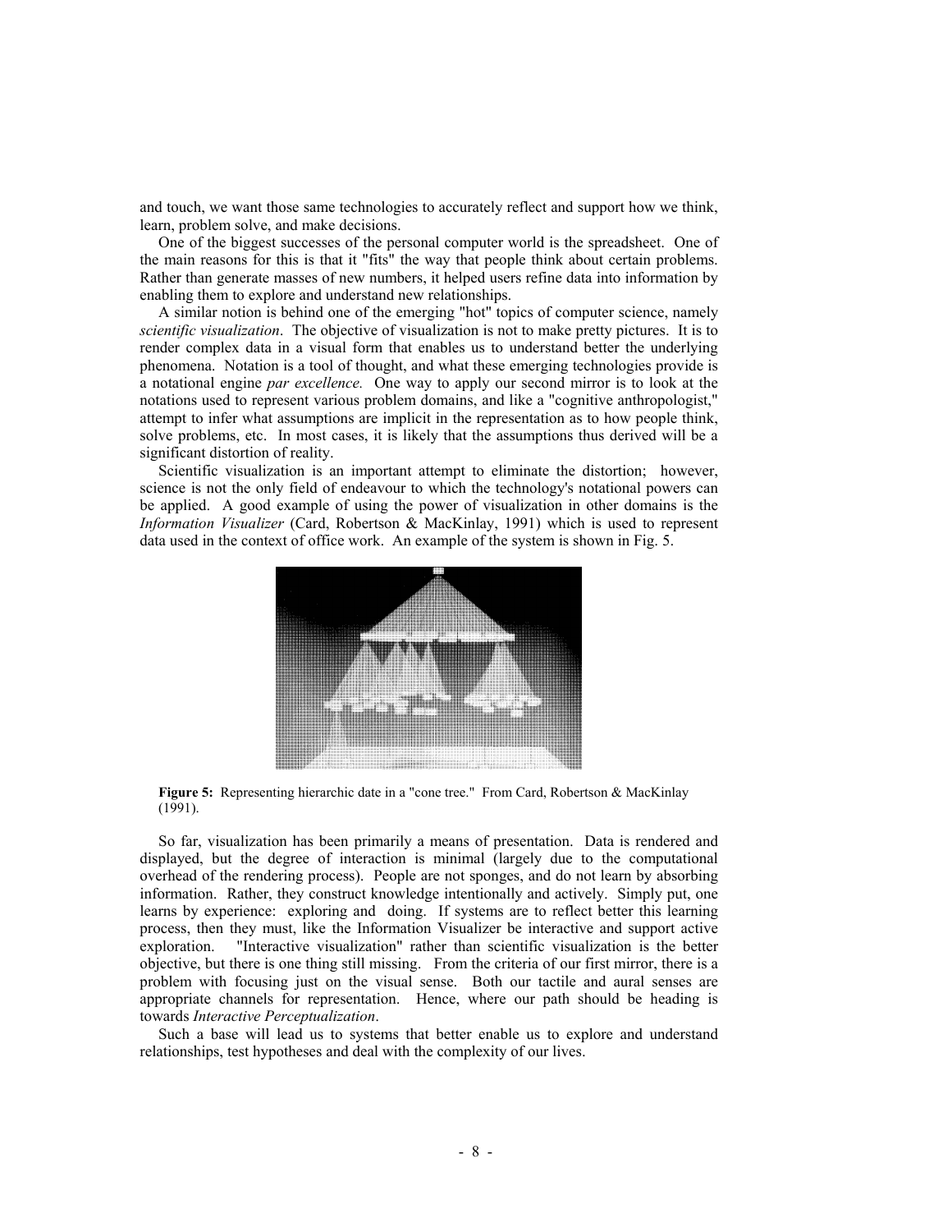and touch, we want those same technologies to accurately reflect and support how we think, learn, problem solve, and make decisions.

One of the biggest successes of the personal computer world is the spreadsheet. One of the main reasons for this is that it "fits" the way that people think about certain problems. Rather than generate masses of new numbers, it helped users refine data into information by enabling them to explore and understand new relationships.

A similar notion is behind one of the emerging "hot" topics of computer science, namely *scientific visualization*. The objective of visualization is not to make pretty pictures. It is to render complex data in a visual form that enables us to understand better the underlying phenomena. Notation is a tool of thought, and what these emerging technologies provide is a notational engine *par excellence.* One way to apply our second mirror is to look at the notations used to represent various problem domains, and like a "cognitive anthropologist," attempt to infer what assumptions are implicit in the representation as to how people think, solve problems, etc. In most cases, it is likely that the assumptions thus derived will be a significant distortion of reality.

Scientific visualization is an important attempt to eliminate the distortion; however, science is not the only field of endeavour to which the technology's notational powers can be applied. A good example of using the power of visualization in other domains is the *Information Visualizer* (Card, Robertson & MacKinlay, 1991) which is used to represent data used in the context of office work. An example of the system is shown in Fig. 5.

**Figure 5:** Representing hierarchic date in a "cone tree." From Card, Robertson & MacKinlay (1991).

So far, visualization has been primarily a means of presentation. Data is rendered and displayed, but the degree of interaction is minimal (largely due to the computational overhead of the rendering process). People are not sponges, and do not learn by absorbing information. Rather, they construct knowledge intentionally and actively. Simply put, one learns by experience: exploring and doing. If systems are to reflect better this learning process, then they must, like the Information Visualizer be interactive and support active exploration. "Interactive visualization" rather than scientific visualization is the better objective, but there is one thing still missing. From the criteria of our first mirror, there is a problem with focusing just on the visual sense. Both our tactile and aural senses are appropriate channels for representation. Hence, where our path should be heading is towards *Interactive Perceptualization*.

Such a base will lead us to systems that better enable us to explore and understand relationships, test hypotheses and deal with the complexity of our lives.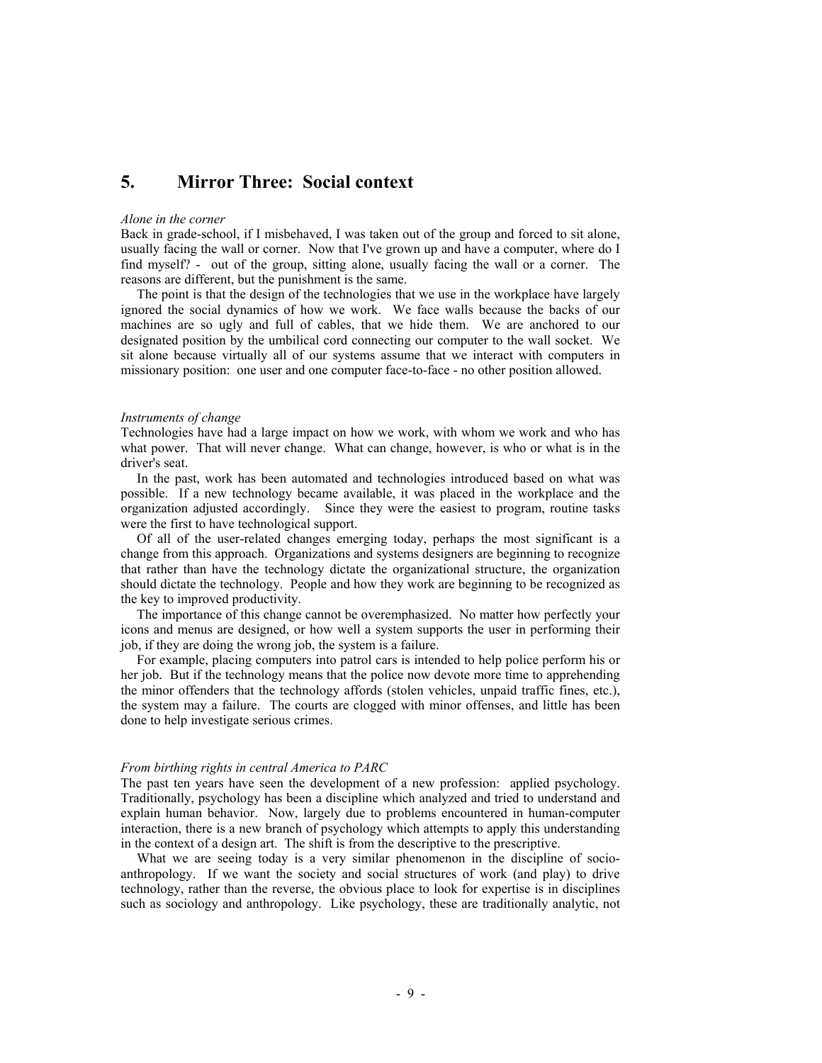## 5. Mirror Three: Social context

*Alone in the corner*

Back in grade-school, if I misbehaved, I was taken out of the group and forced to sit alone, usually facing the wall or corner. Now that I've grown up and have a computer, where do I find myself? - out of the group, sitting alone, usually facing the wall or a corner. The reasons are different, but the punishment is the same.

The point is that the design of the technologies that we use in the workplace have largely ignored the social dynamics of how we work. We face walls because the backs of our machines are so ugly and full of cables, that we hide them. We are anchored to our designated position by the umbilical cord connecting our computer to the wall socket. We sit alone because virtually all of our systems assume that we interact with computers in missionary position: one user and one computer face-to-face - no other position allowed.

*Instruments of change*

Technologies have had a large impact on how we work, with whom we work and who has what power. That will never change. What can change, however, is who or what is in the driver's seat.

In the past, work has been automated and technologies introduced based on what was possible. If a new technology became available, it was placed in the workplace and the organization adjusted accordingly. Since they were the easiest to program, routine tasks were the first to have technological support.

Of all of the user-related changes emerging today, perhaps the most significant is a change from this approach. Organizations and systems designers are beginning to recognize that rather than have the technology dictate the organizational structure, the organization should dictate the technology. People and how they work are beginning to be recognized as the key to improved productivity.

The importance of this change cannot be overemphasized. No matter how perfectly your icons and menus are designed, or how well a system supports the user in performing their job, if they are doing the wrong job, the system is a failure.

For example, placing computers into patrol cars is intended to help police perform his or her job. But if the technology means that the police now devote more time to apprehending the minor offenders that the technology affords (stolen vehicles, unpaid traffic fines, etc.), the system may a failure. The courts are clogged with minor offenses, and little has been done to help investigate serious crimes.

*From birthing rights in central America to PARC*

The past ten years have seen the development of a new profession: applied psychology. Traditionally, psychology has been a discipline which analyzed and tried to understand and explain human behavior. Now, largely due to problems encountered in human-computer interaction, there is a new branch of psychology which attempts to apply this understanding in the context of a design art. The shift is from the descriptive to the prescriptive.

What we are seeing today is a very similar phenomenon in the discipline of socio-anthropology. If we want the society and social structures of work (and play) to drive technology, rather than the reverse, the obvious place to look for expertise is in disciplines such as sociology and anthropology. Like psychology, these are traditionally analytic, not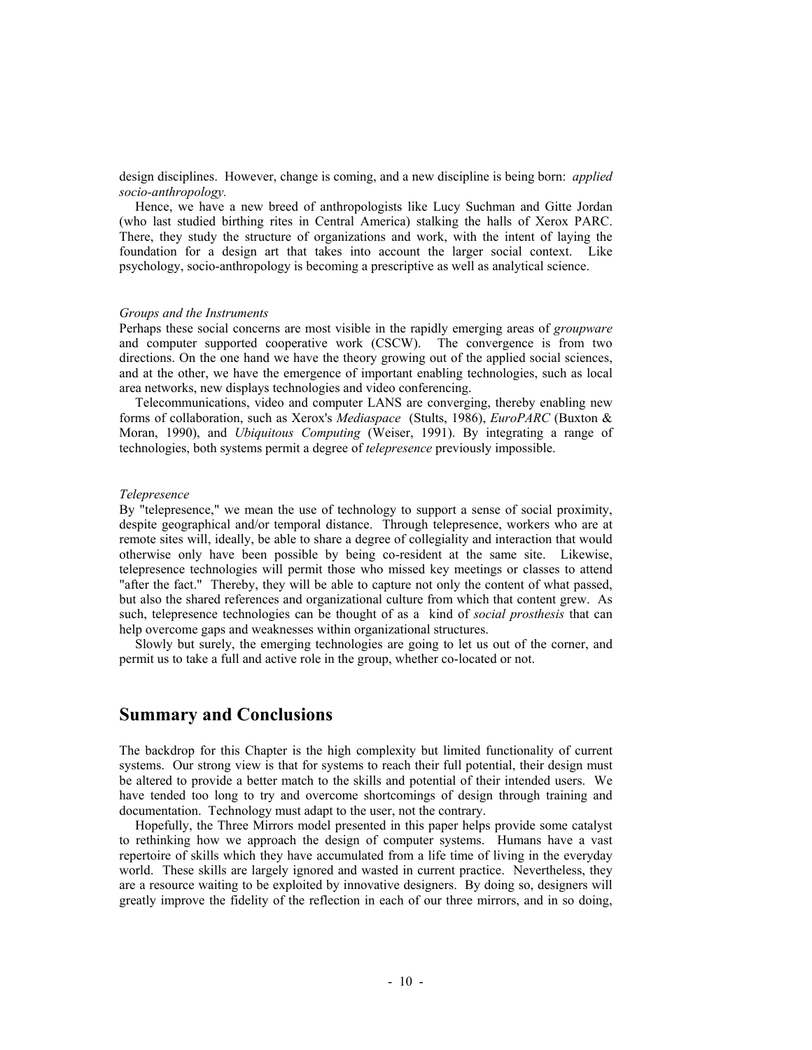design disciplines. However, change is coming, and a new discipline is being born: *applied socio-anthropology.*

Hence, we have a new breed of anthropologists like Lucy Suchman and Gitte Jordan (who last studied birthing rites in Central America) stalking the halls of Xerox PARC. There, they study the structure of organizations and work, with the intent of laying the foundation for a design art that takes into account the larger social context. Like psychology, socio-anthropology is becoming a prescriptive as well as analytical science.

*Groups and the Instruments*

Perhaps these social concerns are most visible in the rapidly emerging areas of *groupware* and computer supported cooperative work (CSCW). The convergence is from two directions. On the one hand we have the theory growing out of the applied social sciences, and at the other, we have the emergence of important enabling technologies, such as local area networks, new displays technologies and video conferencing.

Telecommunications, video and computer LANS are converging, thereby enabling new forms of collaboration, such as Xerox's *Mediaspace* (Stults, 1986), *EuroPARC* (Buxton & Moran, 1990), and *Ubiquitous Computing* (Weiser, 1991). By integrating a range of technologies, both systems permit a degree of *telepresence* previously impossible.

*Telepresence*

By "telepresence," we mean the use of technology to support a sense of social proximity, despite geographical and/or temporal distance. Through telepresence, workers who are at remote sites will, ideally, be able to share a degree of collegiality and interaction that would otherwise only have been possible by being co-resident at the same site. Likewise, telepresence technologies will permit those who missed key meetings or classes to attend "after the fact." Thereby, they will be able to capture not only the content of what passed, but also the shared references and organizational culture from which that content grew. As such, telepresence technologies can be thought of as a kind of *social prosthesis* that can help overcome gaps and weaknesses within organizational structures.

Slowly but surely, the emerging technologies are going to let us out of the corner, and permit us to take a full and active role in the group, whether co-located or not.

## Summary and Conclusions

The backdrop for this Chapter is the high complexity but limited functionality of current systems. Our strong view is that for systems to reach their full potential, their design must be altered to provide a better match to the skills and potential of their intended users. We have tended too long to try and overcome shortcomings of design through training and documentation. Technology must adapt to the user, not the contrary.

Hopefully, the Three Mirrors model presented in this paper helps provide some catalyst to rethinking how we approach the design of computer systems. Humans have a vast repertoire of skills which they have accumulated from a life time of living in the everyday world. These skills are largely ignored and wasted in current practice. Nevertheless, they are a resource waiting to be exploited by innovative designers. By doing so, designers will greatly improve the fidelity of the reflection in each of our three mirrors, and in so doing,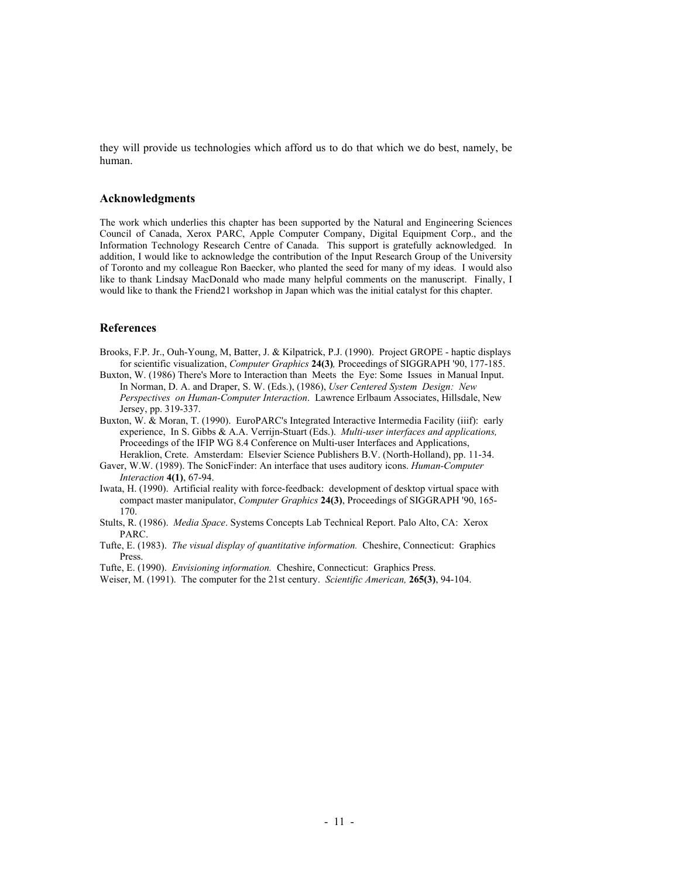they will provide us technologies which afford us to do that which we do best, namely, be human.

## Acknowledgments

The work which underlies this chapter has been supported by the Natural and Engineering Sciences Council of Canada, Xerox PARC, Apple Computer Company, Digital Equipment Corp., and the Information Technology Research Centre of Canada. This support is gratefully acknowledged. In addition, I would like to acknowledge the contribution of the Input Research Group of the University of Toronto and my colleague Ron Baecker, who planted the seed for many of my ideas. I would also like to thank Lindsay MacDonald who made many helpful comments on the manuscript. Finally, I would like to thank the Friend21 workshop in Japan which was the initial catalyst for this chapter.

## References

Brooks, F.P. Jr., Ouh-Young, M, Batter, J. & Kilpatrick, P.J. (1990). Project GROPE - haptic displays for scientific visualization, *Computer Graphics* **24(3)***,* Proceedings of SIGGRAPH '90, 177-185.

Buxton, W. (1986) There's More to Interaction than Meets the Eye: Some Issues in Manual Input. In Norman, D. A. and Draper, S. W. (Eds.), (1986), *User Centered System Design: New Perspectives on Human-Computer Interaction*. Lawrence Erlbaum Associates, Hillsdale, New Jersey, pp. 319-337.

Buxton, W. & Moran, T. (1990). EuroPARC's Integrated Interactive Intermedia Facility (iiif): early experience, In S. Gibbs & A.A. Verrijn-Stuart (Eds.). *Multi-user interfaces and applications,* Proceedings of the IFIP WG 8.4 Conference on Multi-user Interfaces and Applications, Heraklion, Crete. Amsterdam: Elsevier Science Publishers B.V. (North-Holland), pp. 11-34.

Gaver, W.W. (1989). The SonicFinder: An interface that uses auditory icons. *Human-Computer Interaction* **4(1)**, 67-94.

Iwata, H. (1990). Artificial reality with force-feedback: development of desktop virtual space with compact master manipulator, *Computer Graphics* **24(3)**, Proceedings of SIGGRAPH '90, 165-170.

Stults, R. (1986). *Media Space*. Systems Concepts Lab Technical Report. Palo Alto, CA: Xerox PARC.

Tufte, E. (1983). *The visual display of quantitative information.* Cheshire, Connecticut: Graphics Press.

Tufte, E. (1990). *Envisioning information.* Cheshire, Connecticut: Graphics Press.

Weiser, M. (1991). The computer for the 21st century. *Scientific American,* **265(3)**, 94-104.